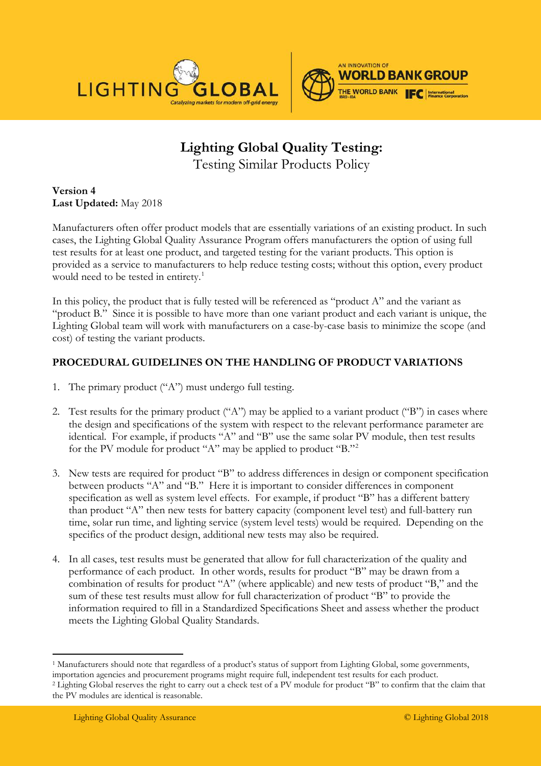# Lighting Global Quality Testing:
## Testing Similar Products Policy

**Version 4**
**Last Updated:** May 2018

Manufacturers often offer product models that are essentially variations of an existing product. In such cases, the Lighting Global Quality Assurance Program offers manufacturers the option of using full test results for at least one product, and targeted testing for the variant products. This option is provided as a service to manufacturers to help reduce testing costs; without this option, every product would need to be tested in entirety.[1]

In this policy, the product that is fully tested will be referenced as "product A" and the variant as "product B." Since it is possible to have more than one variant product and each variant is unique, the Lighting Global team will work with manufacturers on a case-by-case basis to minimize the scope (and cost) of testing the variant products.

### PROCEDURAL GUIDELINES ON THE HANDLING OF PRODUCT VARIATIONS

1. The primary product ("A") must undergo full testing.

2. Test results for the primary product ("A") may be applied to a variant product ("B") in cases where the design and specifications of the system with respect to the relevant performance parameter are identical. For example, if products "A" and "B" use the same solar PV module, then test results for the PV module for product "A" may be applied to product "B."[2]

3. New tests are required for product "B" to address differences in design or component specification between products "A" and "B." Here it is important to consider differences in component specification as well as system level effects. For example, if product "B" has a different battery than product "A" then new tests for battery capacity (component level test) and full-battery run time, solar run time, and lighting service (system level tests) would be required. Depending on the specifics of the product design, additional new tests may also be required.

4. In all cases, test results must be generated that allow for full characterization of the quality and performance of each product. In other words, results for product "B" may be drawn from a combination of results for product "A" (where applicable) and new tests of product "B," and the sum of these test results must allow for full characterization of product "B" to provide the information required to fill in a Standardized Specifications Sheet and assess whether the product meets the Lighting Global Quality Standards.

---

[1] Manufacturers should note that regardless of a product's status of support from Lighting Global, some governments, importation agencies and procurement programs might require full, independent test results for each product.

[2] Lighting Global reserves the right to carry out a check test of a PV module for product "B" to confirm that the claim that the PV modules are identical is reasonable.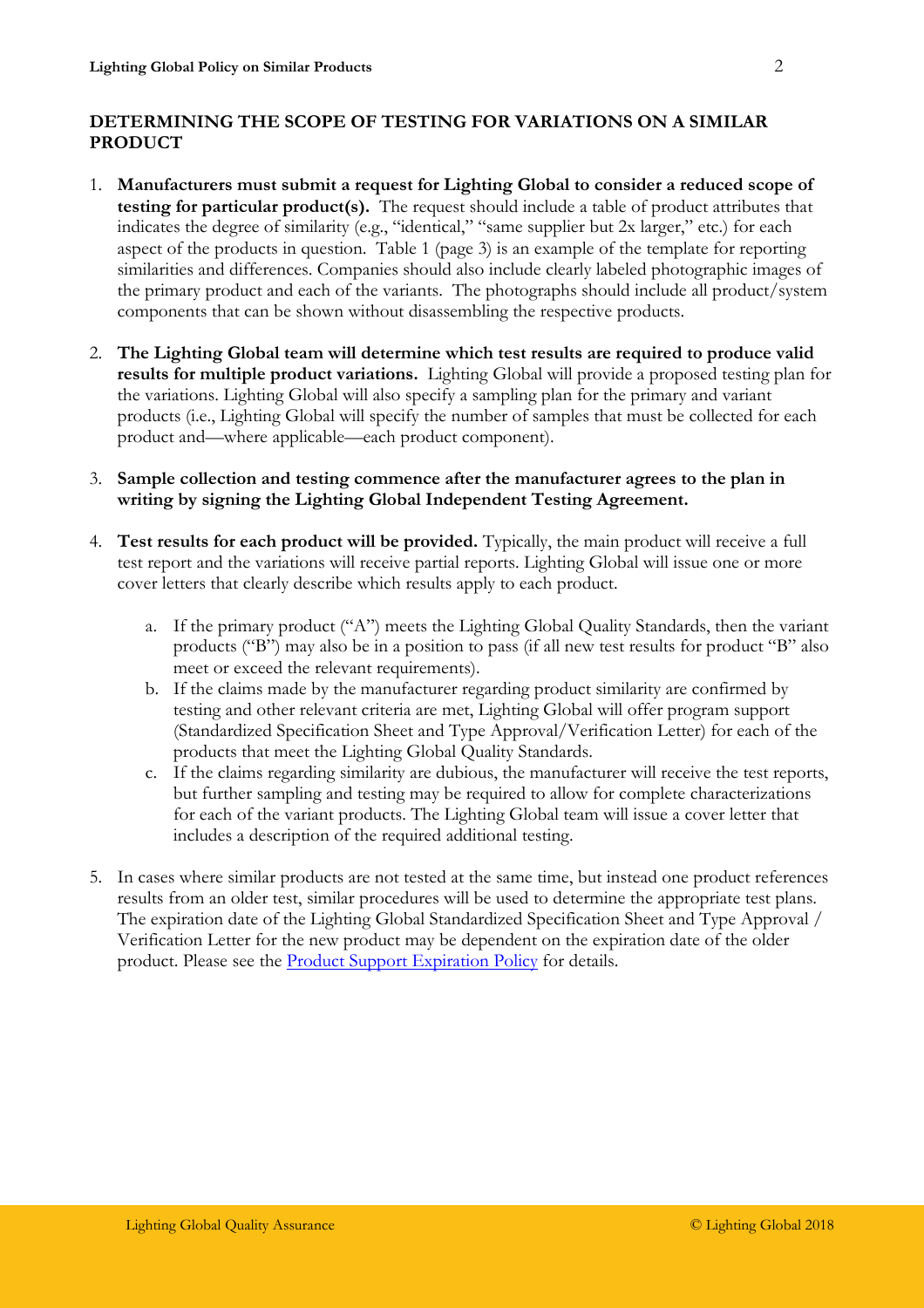## DETERMINING THE SCOPE OF TESTING FOR VARIATIONS ON A SIMILAR PRODUCT

1. **Manufacturers must submit a request for Lighting Global to consider a reduced scope of testing for particular product(s).** The request should include a table of product attributes that indicates the degree of similarity (e.g., "identical," "same supplier but 2x larger," etc.) for each aspect of the products in question. Table 1 (page 3) is an example of the template for reporting similarities and differences. Companies should also include clearly labeled photographic images of the primary product and each of the variants. The photographs should include all product/system components that can be shown without disassembling the respective products.

2. **The Lighting Global team will determine which test results are required to produce valid results for multiple product variations.** Lighting Global will provide a proposed testing plan for the variations. Lighting Global will also specify a sampling plan for the primary and variant products (i.e., Lighting Global will specify the number of samples that must be collected for each product and—where applicable—each product component).

3. **Sample collection and testing commence after the manufacturer agrees to the plan in writing by signing the Lighting Global Independent Testing Agreement.**

4. **Test results for each product will be provided.** Typically, the main product will receive a full test report and the variations will receive partial reports. Lighting Global will issue one or more cover letters that clearly describe which results apply to each product.

    a. If the primary product ("A") meets the Lighting Global Quality Standards, then the variant products ("B") may also be in a position to pass (if all new test results for product "B" also meet or exceed the relevant requirements).

    b. If the claims made by the manufacturer regarding product similarity are confirmed by testing and other relevant criteria are met, Lighting Global will offer program support (Standardized Specification Sheet and Type Approval/Verification Letter) for each of the products that meet the Lighting Global Quality Standards.

    c. If the claims regarding similarity are dubious, the manufacturer will receive the test reports, but further sampling and testing may be required to allow for complete characterizations for each of the variant products. The Lighting Global team will issue a cover letter that includes a description of the required additional testing.

5. In cases where similar products are not tested at the same time, but instead one product references results from an older test, similar procedures will be used to determine the appropriate test plans. The expiration date of the Lighting Global Standardized Specification Sheet and Type Approval / Verification Letter for the new product may be dependent on the expiration date of the older product. Please see the Product Support Expiration Policy for details.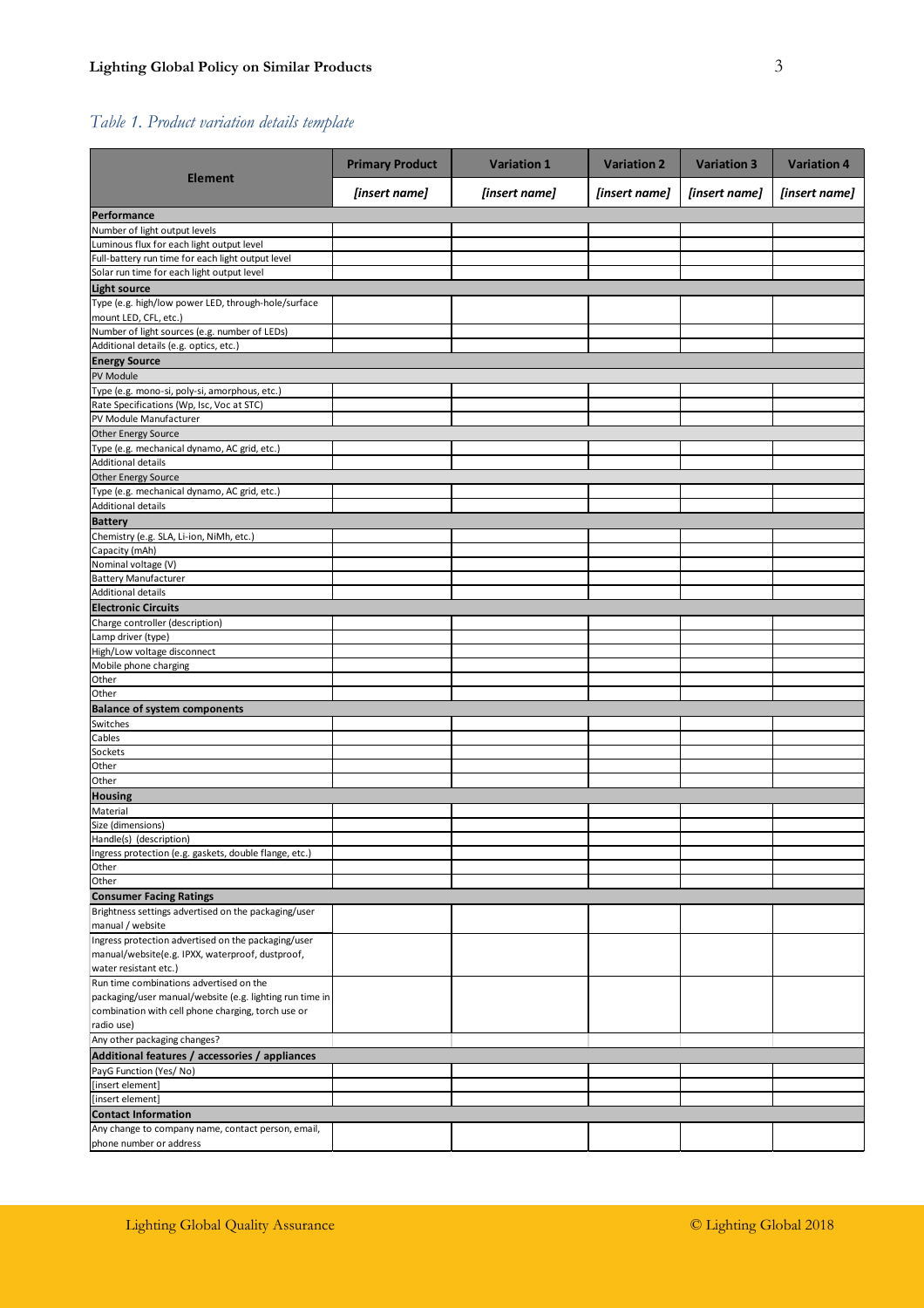*Table 1. Product variation details template*

| Element | Primary Product | Variation 1 | Variation 2 | Variation 3 | Variation 4 |
|---|---|---|---|---|---|
| | *[insert name]* | *[insert name]* | *[insert name]* | *[insert name]* | *[insert name]* |
| **Performance** | | | | | |
| Number of light output levels | | | | | |
| Luminous flux for each light output level | | | | | |
| Full-battery run time for each light output level | | | | | |
| Solar run time for each light output level | | | | | |
| **Light source** | | | | | |
| Type (e.g. high/low power LED, through-hole/surface mount LED, CFL, etc.) | | | | | |
| Number of light sources (e.g. number of LEDs) | | | | | |
| Additional details (e.g. optics, etc.) | | | | | |
| **Energy Source** | | | | | |
| PV Module | | | | | |
| Type (e.g. mono-si, poly-si, amorphous, etc.) | | | | | |
| Rate Specifications (Wp, Isc, Voc at STC) | | | | | |
| PV Module Manufacturer | | | | | |
| Other Energy Source | | | | | |
| Type (e.g. mechanical dynamo, AC grid, etc.) | | | | | |
| Additional details | | | | | |
| Other Energy Source | | | | | |
| Type (e.g. mechanical dynamo, AC grid, etc.) | | | | | |
| Additional details | | | | | |
| **Battery** | | | | | |
| Chemistry (e.g. SLA, Li-ion, NiMh, etc.) | | | | | |
| Capacity (mAh) | | | | | |
| Nominal voltage (V) | | | | | |
| Battery Manufacturer | | | | | |
| Additional details | | | | | |
| **Electronic Circuits** | | | | | |
| Charge controller (description) | | | | | |
| Lamp driver (type) | | | | | |
| High/Low voltage disconnect | | | | | |
| Mobile phone charging | | | | | |
| Other | | | | | |
| Other | | | | | |
| **Balance of system components** | | | | | |
| Switches | | | | | |
| Cables | | | | | |
| Sockets | | | | | |
| Other | | | | | |
| Other | | | | | |
| **Housing** | | | | | |
| Material | | | | | |
| Size (dimensions) | | | | | |
| Handle(s) (description) | | | | | |
| Ingress protection (e.g. gaskets, double flange, etc.) | | | | | |
| Other | | | | | |
| Other | | | | | |
| **Consumer Facing Ratings** | | | | | |
| Brightness settings advertised on the packaging/user manual / website | | | | | |
| Ingress protection advertised on the packaging/user manual/website(e.g. IPXX, waterproof, dustproof, water resistant etc.) | | | | | |
| Run time combinations advertised on the packaging/user manual/website (e.g. lighting run time in combination with cell phone charging, torch use or radio use) | | | | | |
| Any other packaging changes? | | | | | |
| **Additional features / accessories / appliances** | | | | | |
| PayG Function (Yes/ No) | | | | | |
| [insert element] | | | | | |
| [insert element] | | | | | |
| **Contact Information** | | | | | |
| Any change to company name, contact person, email, phone number or address | | | | | |